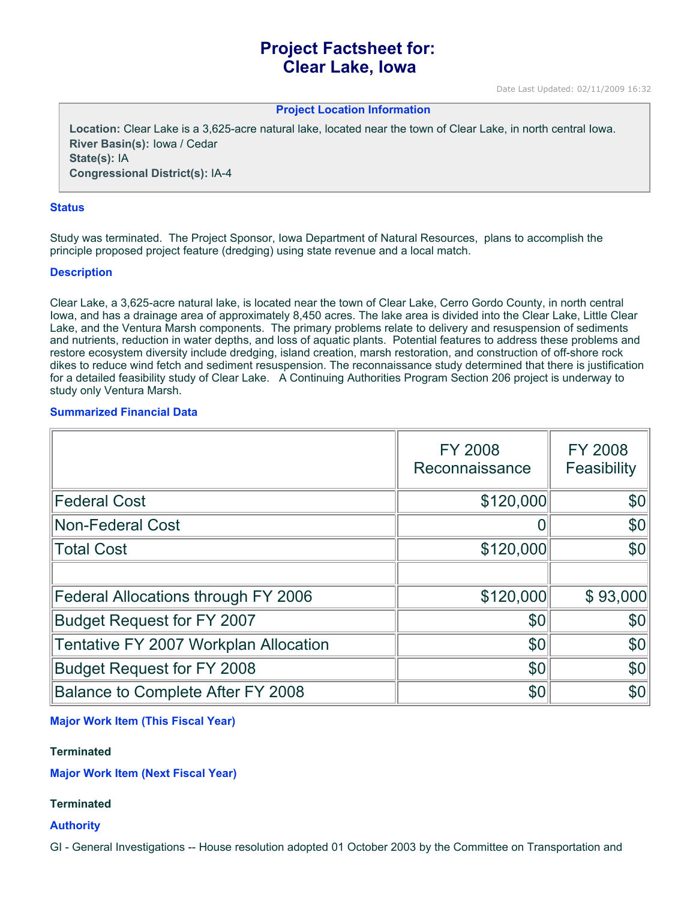# Project Factsheet for: Clear Lake, Iowa

Date Last Updated: 02/11/2009 16:32

### Project Location Information

**Location:** Clear Lake is a 3,625-acre natural lake, located near the town of Clear Lake, in north central Iowa.
**River Basin(s):** Iowa / Cedar
**State(s):** IA
**Congressional District(s):** IA-4

### Status

Study was terminated. The Project Sponsor, Iowa Department of Natural Resources, plans to accomplish the principle proposed project feature (dredging) using state revenue and a local match.

### Description

Clear Lake, a 3,625-acre natural lake, is located near the town of Clear Lake, Cerro Gordo County, in north central Iowa, and has a drainage area of approximately 8,450 acres. The lake area is divided into the Clear Lake, Little Clear Lake, and the Ventura Marsh components. The primary problems relate to delivery and resuspension of sediments and nutrients, reduction in water depths, and loss of aquatic plants. Potential features to address these problems and restore ecosystem diversity include dredging, island creation, marsh restoration, and construction of off-shore rock dikes to reduce wind fetch and sediment resuspension. The reconnaissance study determined that there is justification for a detailed feasibility study of Clear Lake. A Continuing Authorities Program Section 206 project is underway to study only Ventura Marsh.

### Summarized Financial Data

| | FY 2008 Reconnaissance | FY 2008 Feasibility |
|---|---|---|
| Federal Cost | $120,000 | $0 |
| Non-Federal Cost | 0 | $0 |
| Total Cost | $120,000 | $0 |
| | | |
| Federal Allocations through FY 2006 | $120,000 | $ 93,000 |
| Budget Request for FY 2007 | $0 | $0 |
| Tentative FY 2007 Workplan Allocation | $0 | $0 |
| Budget Request for FY 2008 | $0 | $0 |
| Balance to Complete After FY 2008 | $0 | $0 |

### Major Work Item (This Fiscal Year)

**Terminated**

### Major Work Item (Next Fiscal Year)

**Terminated**

### Authority

GI - General Investigations -- House resolution adopted 01 October 2003 by the Committee on Transportation and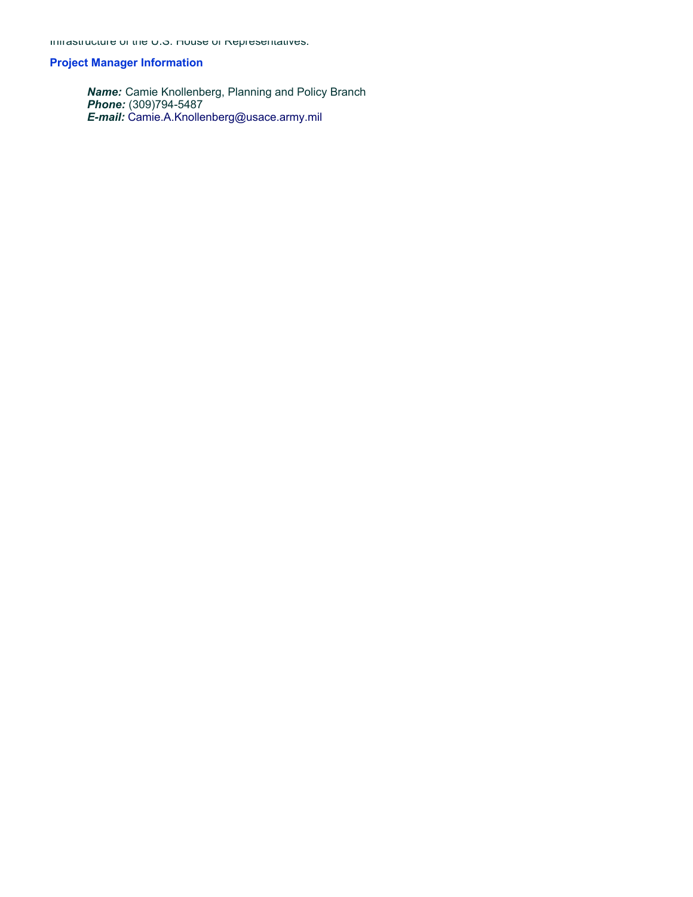Infrastructure of the U.S. House of Representatives.

**Project Manager Information**

> ***Name:*** Camie Knollenberg, Planning and Policy Branch
> ***Phone:*** (309)794-5487
> ***E-mail:*** Camie.A.Knollenberg@usace.army.mil